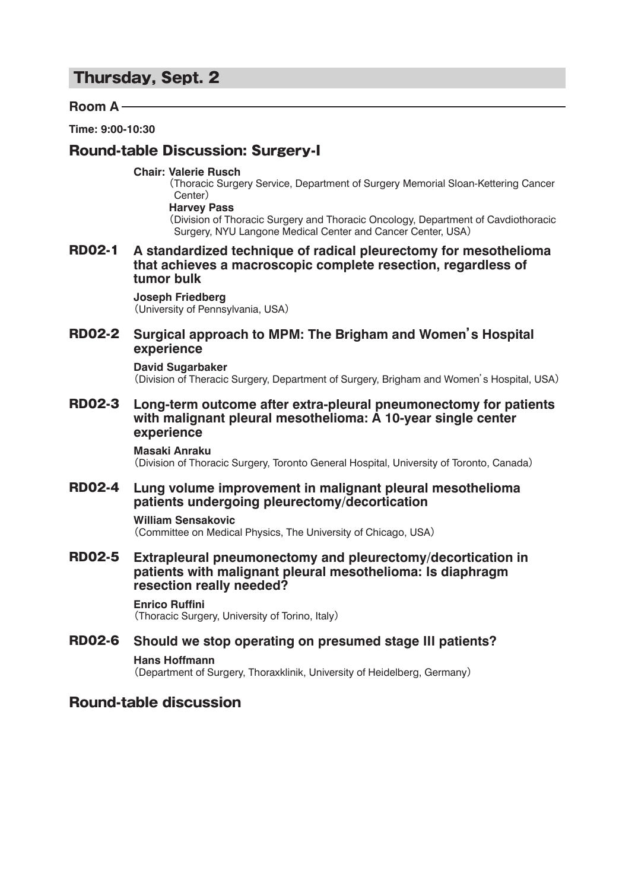# Thursday, Sept. 2

## Room A

**Time: 9:00-10:30**

## Round-table Discussion: Surgery-I

**Chair: Valerie Rusch**
(Thoracic Surgery Service, Department of Surgery Memorial Sloan-Kettering Cancer Center)
**Harvey Pass**
(Division of Thoracic Surgery and Thoracic Oncology, Department of Cavdiothoracic Surgery, NYU Langone Medical Center and Cancer Center, USA)

### RD02-1 A standardized technique of radical pleurectomy for mesothelioma that achieves a macroscopic complete resection, regardless of tumor bulk

**Joseph Friedberg**
(University of Pennsylvania, USA)

### RD02-2 Surgical approach to MPM: The Brigham and Women's Hospital experience

**David Sugarbaker**
(Division of Theracic Surgery, Department of Surgery, Brigham and Women's Hospital, USA)

### RD02-3 Long-term outcome after extra-pleural pneumonectomy for patients with malignant pleural mesothelioma: A 10-year single center experience

**Masaki Anraku**
(Division of Thoracic Surgery, Toronto General Hospital, University of Toronto, Canada)

### RD02-4 Lung volume improvement in malignant pleural mesothelioma patients undergoing pleurectomy/decortication

**William Sensakovic**
(Committee on Medical Physics, The University of Chicago, USA)

### RD02-5 Extrapleural pneumonectomy and pleurectomy/decortication in patients with malignant pleural mesothelioma: Is diaphragm resection really needed?

**Enrico Ruffini**
(Thoracic Surgery, University of Torino, Italy)

### RD02-6 Should we stop operating on presumed stage III patients?

**Hans Hoffmann**
(Department of Surgery, Thoraxklinik, University of Heidelberg, Germany)

## Round-table discussion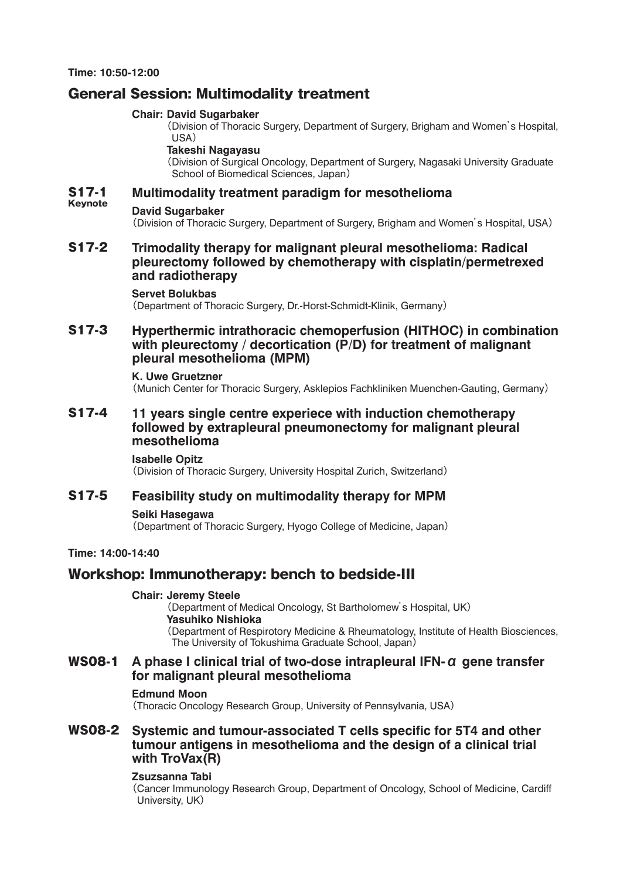**Time: 10:50-12:00**

## General Session: Multimodality treatment

**Chair: David Sugarbaker**
（Division of Thoracic Surgery, Department of Surgery, Brigham and Women's Hospital, USA）
**Takeshi Nagayasu**
（Division of Surgical Oncology, Department of Surgery, Nagasaki University Graduate School of Biomedical Sciences, Japan）

### S17-1 Keynote Multimodality treatment paradigm for mesothelioma

**David Sugarbaker**
（Division of Thoracic Surgery, Department of Surgery, Brigham and Women's Hospital, USA）

### S17-2 Trimodality therapy for malignant pleural mesothelioma: Radical pleurectomy followed by chemotherapy with cisplatin/permetrexed and radiotherapy

**Servet Bolukbas**
（Department of Thoracic Surgery, Dr.-Horst-Schmidt-Klinik, Germany）

### S17-3 Hyperthermic intrathoracic chemoperfusion (HITHOC) in combination with pleurectomy / decortication (P/D) for treatment of malignant pleural mesothelioma (MPM)

**K. Uwe Gruetzner**
（Munich Center for Thoracic Surgery, Asklepios Fachkliniken Muenchen-Gauting, Germany）

### S17-4 11 years single centre experiece with induction chemotherapy followed by extrapleural pneumonectomy for malignant pleural mesothelioma

**Isabelle Opitz**
（Division of Thoracic Surgery, University Hospital Zurich, Switzerland）

### S17-5 Feasibility study on multimodality therapy for MPM

**Seiki Hasegawa**
（Department of Thoracic Surgery, Hyogo College of Medicine, Japan）

**Time: 14:00-14:40**

## Workshop: Immunotherapy: bench to bedside-III

**Chair: Jeremy Steele**
（Department of Medical Oncology, St Bartholomew's Hospital, UK）
**Yasuhiko Nishioka**
（Department of Respirotory Medicine & Rheumatology, Institute of Health Biosciences, The University of Tokushima Graduate School, Japan）

### WS08-1 A phase I clinical trial of two-dose intrapleural IFN-$\alpha$ gene transfer for malignant pleural mesothelioma

**Edmund Moon**
（Thoracic Oncology Research Group, University of Pennsylvania, USA）

### WS08-2 Systemic and tumour-associated T cells specific for 5T4 and other tumour antigens in mesothelioma and the design of a clinical trial with TroVax(R)

**Zsuzsanna Tabi**
（Cancer Immunology Research Group, Department of Oncology, School of Medicine, Cardiff University, UK）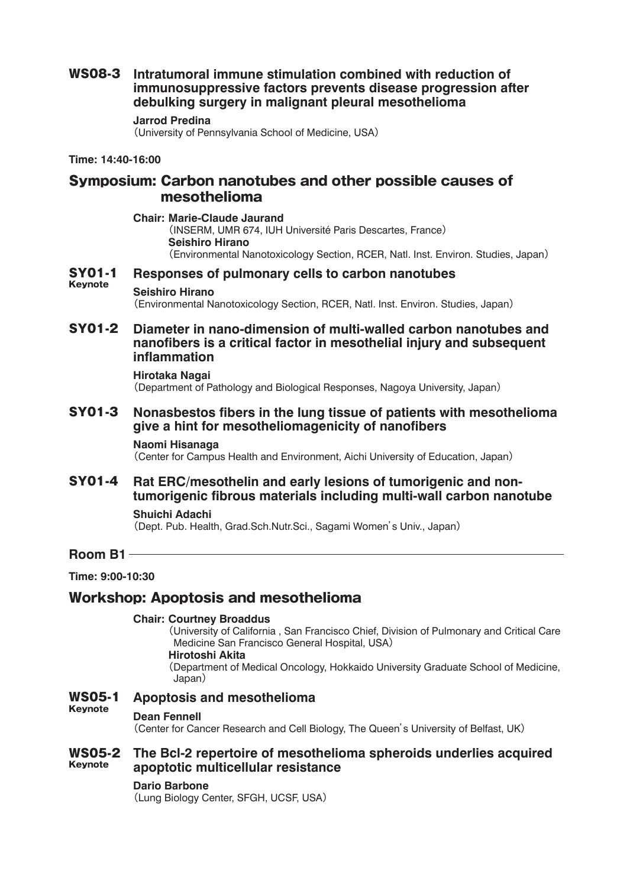**WS08-3** **Intratumoral immune stimulation combined with reduction of immunosuppressive factors prevents disease progression after debulking surgery in malignant pleural mesothelioma**

**Jarrod Predina**
(University of Pennsylvania School of Medicine, USA)

**Time: 14:40-16:00**

## Symposium: Carbon nanotubes and other possible causes of mesothelioma

**Chair: Marie-Claude Jaurand**
(INSERM, UMR 674, IUH Université Paris Descartes, France)
**Seishiro Hirano**
(Environmental Nanotoxicology Section, RCER, Natl. Inst. Environ. Studies, Japan)

**SY01-1 Keynote** **Responses of pulmonary cells to carbon nanotubes**

**Seishiro Hirano**
(Environmental Nanotoxicology Section, RCER, Natl. Inst. Environ. Studies, Japan)

**SY01-2** **Diameter in nano-dimension of multi-walled carbon nanotubes and nanofibers is a critical factor in mesothelial injury and subsequent inflammation**

**Hirotaka Nagai**
(Department of Pathology and Biological Responses, Nagoya University, Japan)

**SY01-3** **Nonasbestos fibers in the lung tissue of patients with mesothelioma give a hint for mesotheliomagenicity of nanofibers**

**Naomi Hisanaga**
(Center for Campus Health and Environment, Aichi University of Education, Japan)

**SY01-4** **Rat ERC/mesothelin and early lesions of tumorigenic and non-tumorigenic fibrous materials including multi-wall carbon nanotube**

**Shuichi Adachi**
(Dept. Pub. Health, Grad.Sch.Nutr.Sci., Sagami Women's Univ., Japan)

### Room B1

**Time: 9:00-10:30**

## Workshop: Apoptosis and mesothelioma

**Chair: Courtney Broaddus**
(University of California , San Francisco Chief, Division of Pulmonary and Critical Care Medicine San Francisco General Hospital, USA)
**Hirotoshi Akita**
(Department of Medical Oncology, Hokkaido University Graduate School of Medicine, Japan)

**WS05-1 Keynote** **Apoptosis and mesothelioma**

**Dean Fennell**
(Center for Cancer Research and Cell Biology, The Queen's University of Belfast, UK)

**WS05-2 Keynote** **The Bcl-2 repertoire of mesothelioma spheroids underlies acquired apoptotic multicellular resistance**

**Dario Barbone**
(Lung Biology Center, SFGH, UCSF, USA)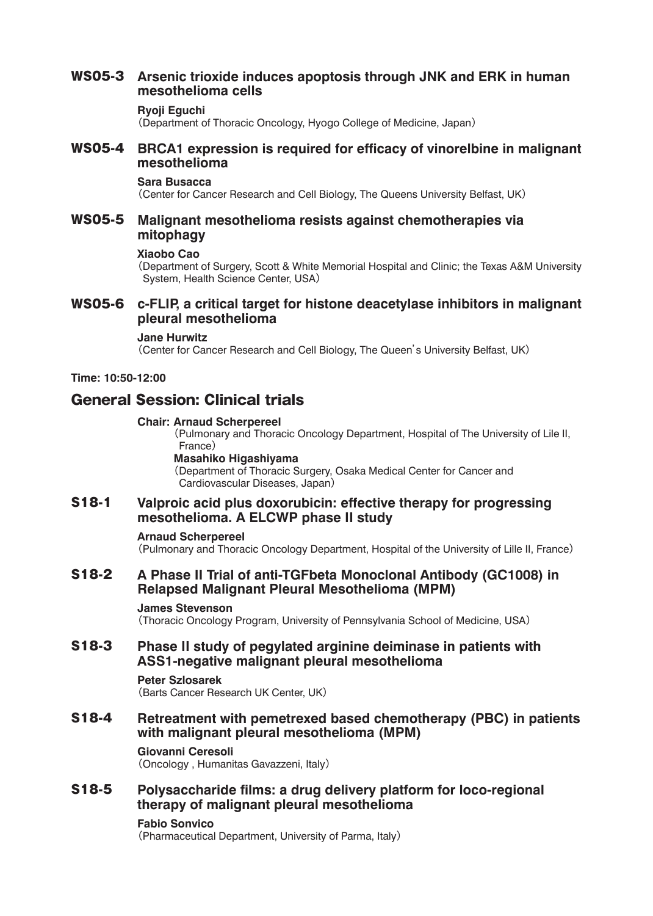### WS05-3 Arsenic trioxide induces apoptosis through JNK and ERK in human mesothelioma cells

**Ryoji Eguchi**
（Department of Thoracic Oncology, Hyogo College of Medicine, Japan）

### WS05-4 BRCA1 expression is required for efficacy of vinorelbine in malignant mesothelioma

**Sara Busacca**
（Center for Cancer Research and Cell Biology, The Queens University Belfast, UK）

### WS05-5 Malignant mesothelioma resists against chemotherapies via mitophagy

**Xiaobo Cao**
（Department of Surgery, Scott & White Memorial Hospital and Clinic; the Texas A&M University System, Health Science Center, USA）

### WS05-6 c-FLIP, a critical target for histone deacetylase inhibitors in malignant pleural mesothelioma

**Jane Hurwitz**
（Center for Cancer Research and Cell Biology, The Queen's University Belfast, UK）

**Time: 10:50-12:00**

## General Session: Clinical trials

**Chair: Arnaud Scherpereel**
（Pulmonary and Thoracic Oncology Department, Hospital of The University of Lile II, France）
**Masahiko Higashiyama**
（Department of Thoracic Surgery, Osaka Medical Center for Cancer and Cardiovascular Diseases, Japan）

### S18-1 Valproic acid plus doxorubicin: effective therapy for progressing mesothelioma. A ELCWP phase II study

**Arnaud Scherpereel**
（Pulmonary and Thoracic Oncology Department, Hospital of the University of Lille II, France）

### S18-2 A Phase II Trial of anti-TGFbeta Monoclonal Antibody (GC1008) in Relapsed Malignant Pleural Mesothelioma (MPM)

**James Stevenson**
（Thoracic Oncology Program, University of Pennsylvania School of Medicine, USA）

### S18-3 Phase II study of pegylated arginine deiminase in patients with ASS1-negative malignant pleural mesothelioma

**Peter Szlosarek**
（Barts Cancer Research UK Center, UK）

### S18-4 Retreatment with pemetrexed based chemotherapy (PBC) in patients with malignant pleural mesothelioma (MPM)

**Giovanni Ceresoli**
（Oncology , Humanitas Gavazzeni, Italy）

### S18-5 Polysaccharide films: a drug delivery platform for loco-regional therapy of malignant pleural mesothelioma

**Fabio Sonvico**
（Pharmaceutical Department, University of Parma, Italy）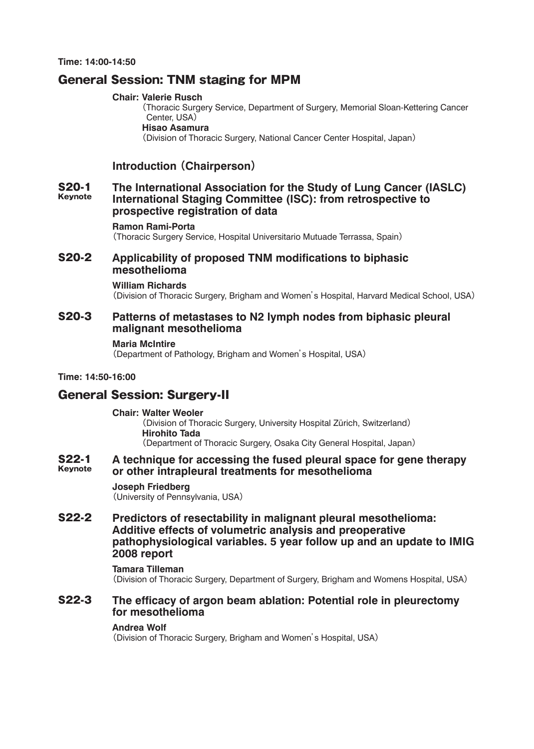**Time: 14:00-14:50**

## General Session: TNM staging for MPM

**Chair: Valerie Rusch**
(Thoracic Surgery Service, Department of Surgery, Memorial Sloan-Kettering Cancer Center, USA)
**Hisao Asamura**
(Division of Thoracic Surgery, National Cancer Center Hospital, Japan)

### Introduction (Chairperson)

### S20-1 Keynote — The International Association for the Study of Lung Cancer (IASLC) International Staging Committee (ISC): from retrospective to prospective registration of data

**Ramon Rami-Porta**
(Thoracic Surgery Service, Hospital Universitario Mutuade Terrassa, Spain)

### S20-2 — Applicability of proposed TNM modifications to biphasic mesothelioma

**William Richards**
(Division of Thoracic Surgery, Brigham and Women's Hospital, Harvard Medical School, USA)

### S20-3 — Patterns of metastases to N2 lymph nodes from biphasic pleural malignant mesothelioma

**Maria McIntire**
(Department of Pathology, Brigham and Women's Hospital, USA)

**Time: 14:50-16:00**

## General Session: Surgery-II

**Chair: Walter Weoler**
(Division of Thoracic Surgery, University Hospital Zürich, Switzerland)
**Hirohito Tada**
(Department of Thoracic Surgery, Osaka City General Hospital, Japan)

### S22-1 Keynote — A technique for accessing the fused pleural space for gene therapy or other intrapleural treatments for mesothelioma

**Joseph Friedberg**
(University of Pennsylvania, USA)

### S22-2 — Predictors of resectability in malignant pleural mesothelioma: Additive effects of volumetric analysis and preoperative pathophysiological variables. 5 year follow up and an update to IMIG 2008 report

**Tamara Tilleman**
(Division of Thoracic Surgery, Department of Surgery, Brigham and Womens Hospital, USA)

### S22-3 — The efficacy of argon beam ablation: Potential role in pleurectomy for mesothelioma

**Andrea Wolf**
(Division of Thoracic Surgery, Brigham and Women's Hospital, USA)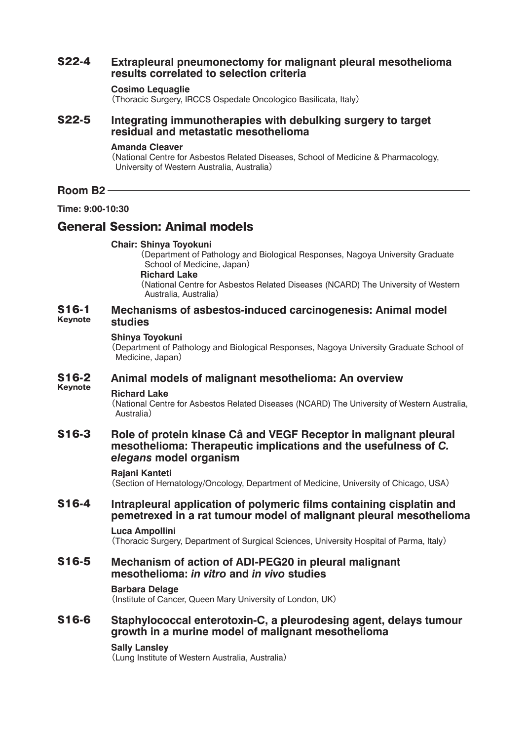**S22-4** **Extrapleural pneumonectomy for malignant pleural mesothelioma results correlated to selection criteria**

**Cosimo Lequaglie**
(Thoracic Surgery, IRCCS Ospedale Oncologico Basilicata, Italy)

**S22-5** **Integrating immunotherapies with debulking surgery to target residual and metastatic mesothelioma**

**Amanda Cleaver**
(National Centre for Asbestos Related Diseases, School of Medicine & Pharmacology, University of Western Australia, Australia)

## Room B2

**Time: 9:00-10:30**

## General Session: Animal models

**Chair: Shinya Toyokuni**
(Department of Pathology and Biological Responses, Nagoya University Graduate School of Medicine, Japan)
**Richard Lake**
(National Centre for Asbestos Related Diseases (NCARD) The University of Western Australia, Australia)

**S16-1 Keynote** **Mechanisms of asbestos-induced carcinogenesis: Animal model studies**

**Shinya Toyokuni**
(Department of Pathology and Biological Responses, Nagoya University Graduate School of Medicine, Japan)

**S16-2 Keynote** **Animal models of malignant mesothelioma: An overview**

**Richard Lake**
(National Centre for Asbestos Related Diseases (NCARD) The University of Western Australia, Australia)

**S16-3** **Role of protein kinase Câ and VEGF Receptor in malignant pleural mesothelioma: Therapeutic implications and the usefulness of *C. elegans* model organism**

**Rajani Kanteti**
(Section of Hematology/Oncology, Department of Medicine, University of Chicago, USA)

**S16-4** **Intrapleural application of polymeric films containing cisplatin and pemetrexed in a rat tumour model of malignant pleural mesothelioma**

**Luca Ampollini**
(Thoracic Surgery, Department of Surgical Sciences, University Hospital of Parma, Italy)

**S16-5** **Mechanism of action of ADI-PEG20 in pleural malignant mesothelioma: *in vitro* and *in vivo* studies**

**Barbara Delage**
(Institute of Cancer, Queen Mary University of London, UK)

**S16-6** **Staphylococcal enterotoxin-C, a pleurodesing agent, delays tumour growth in a murine model of malignant mesothelioma**

**Sally Lansley**
(Lung Institute of Western Australia, Australia)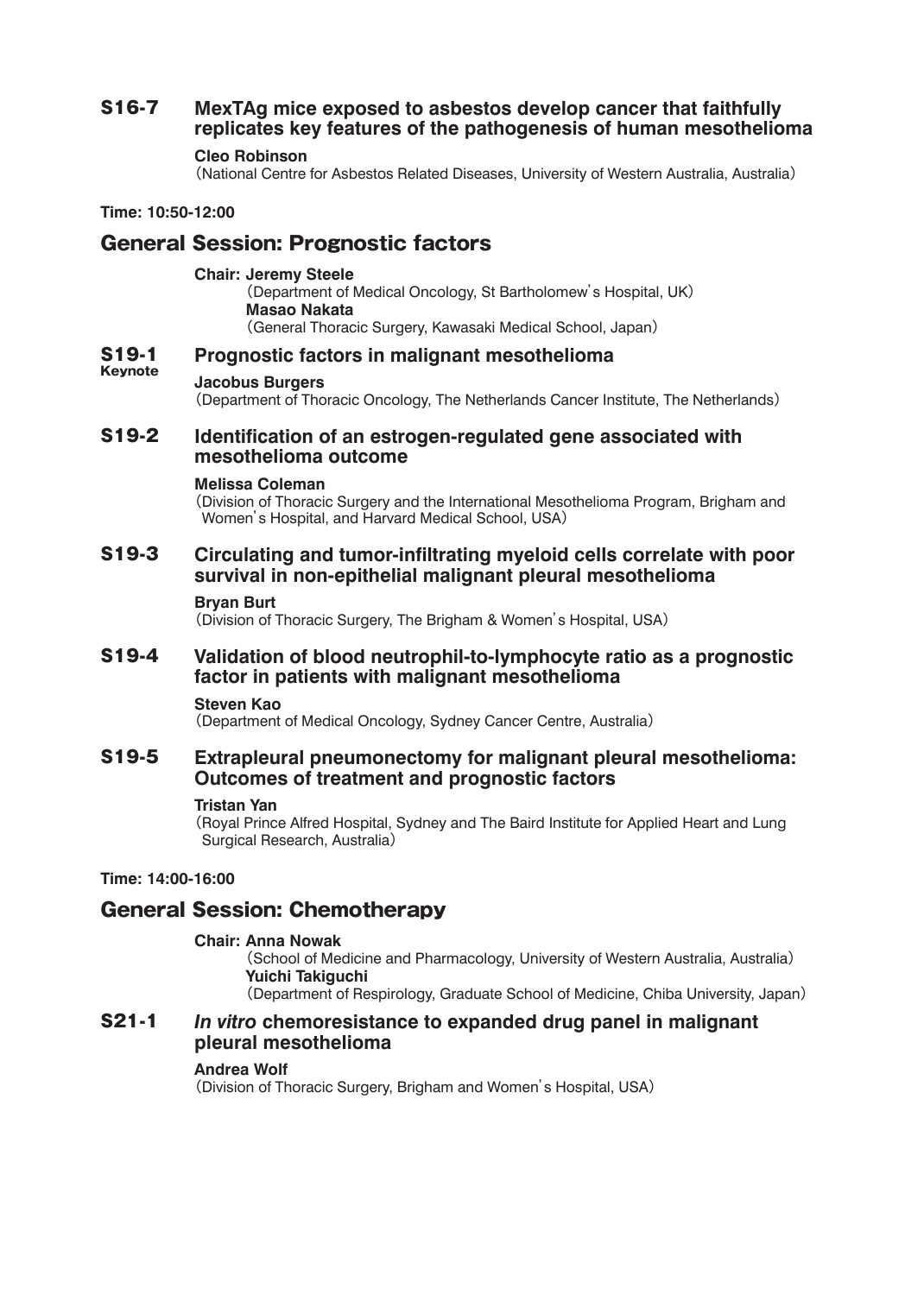**S16-7** **MexTAg mice exposed to asbestos develop cancer that faithfully replicates key features of the pathogenesis of human mesothelioma**

**Cleo Robinson**
(National Centre for Asbestos Related Diseases, University of Western Australia, Australia)

**Time: 10:50-12:00**

## General Session: Prognostic factors

**Chair: Jeremy Steele**
(Department of Medical Oncology, St Bartholomew's Hospital, UK)
**Masao Nakata**
(General Thoracic Surgery, Kawasaki Medical School, Japan)

**S19-1 Keynote** **Prognostic factors in malignant mesothelioma**

**Jacobus Burgers**
(Department of Thoracic Oncology, The Netherlands Cancer Institute, The Netherlands)

**S19-2** **Identification of an estrogen-regulated gene associated with mesothelioma outcome**

**Melissa Coleman**
(Division of Thoracic Surgery and the International Mesothelioma Program, Brigham and Women's Hospital, and Harvard Medical School, USA)

**S19-3** **Circulating and tumor-infiltrating myeloid cells correlate with poor survival in non-epithelial malignant pleural mesothelioma**

**Bryan Burt**
(Division of Thoracic Surgery, The Brigham & Women's Hospital, USA)

**S19-4** **Validation of blood neutrophil-to-lymphocyte ratio as a prognostic factor in patients with malignant mesothelioma**

**Steven Kao**
(Department of Medical Oncology, Sydney Cancer Centre, Australia)

**S19-5** **Extrapleural pneumonectomy for malignant pleural mesothelioma: Outcomes of treatment and prognostic factors**

**Tristan Yan**
(Royal Prince Alfred Hospital, Sydney and The Baird Institute for Applied Heart and Lung Surgical Research, Australia)

**Time: 14:00-16:00**

## General Session: Chemotherapy

**Chair: Anna Nowak**
(School of Medicine and Pharmacology, University of Western Australia, Australia)
**Yuichi Takiguchi**
(Department of Respirology, Graduate School of Medicine, Chiba University, Japan)

**S21-1** ***In vitro* chemoresistance to expanded drug panel in malignant pleural mesothelioma**

**Andrea Wolf**
(Division of Thoracic Surgery, Brigham and Women's Hospital, USA)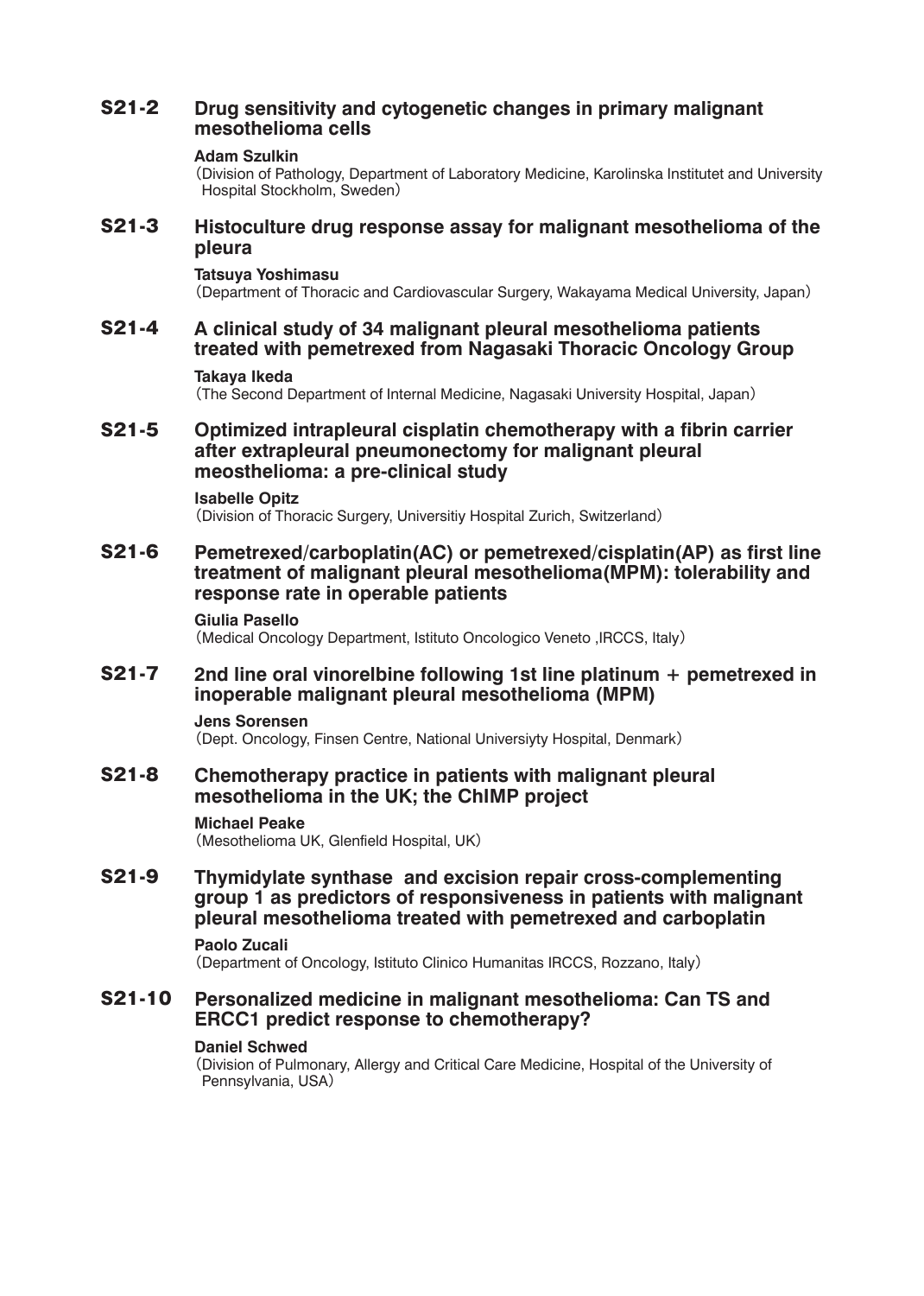### S21-2 Drug sensitivity and cytogenetic changes in primary malignant mesothelioma cells

**Adam Szulkin**
(Division of Pathology, Department of Laboratory Medicine, Karolinska Institutet and University Hospital Stockholm, Sweden)

### S21-3 Histoculture drug response assay for malignant mesothelioma of the pleura

**Tatsuya Yoshimasu**
(Department of Thoracic and Cardiovascular Surgery, Wakayama Medical University, Japan)

### S21-4 A clinical study of 34 malignant pleural mesothelioma patients treated with pemetrexed from Nagasaki Thoracic Oncology Group

**Takaya Ikeda**
(The Second Department of Internal Medicine, Nagasaki University Hospital, Japan)

### S21-5 Optimized intrapleural cisplatin chemotherapy with a fibrin carrier after extrapleural pneumonectomy for malignant pleural meosthelioma: a pre-clinical study

**Isabelle Opitz**
(Division of Thoracic Surgery, Universitiy Hospital Zurich, Switzerland)

### S21-6 Pemetrexed/carboplatin(AC) or pemetrexed/cisplatin(AP) as first line treatment of malignant pleural mesothelioma(MPM): tolerability and response rate in operable patients

**Giulia Pasello**
(Medical Oncology Department, Istituto Oncologico Veneto ,IRCCS, Italy)

### S21-7 2nd line oral vinorelbine following 1st line platinum + pemetrexed in inoperable malignant pleural mesothelioma (MPM)

**Jens Sorensen**
(Dept. Oncology, Finsen Centre, National Universiyty Hospital, Denmark)

### S21-8 Chemotherapy practice in patients with malignant pleural mesothelioma in the UK; the ChIMP project

**Michael Peake**
(Mesothelioma UK, Glenfield Hospital, UK)

### S21-9 Thymidylate synthase and excision repair cross-complementing group 1 as predictors of responsiveness in patients with malignant pleural mesothelioma treated with pemetrexed and carboplatin

**Paolo Zucali**
(Department of Oncology, Istituto Clinico Humanitas IRCCS, Rozzano, Italy)

### S21-10 Personalized medicine in malignant mesothelioma: Can TS and ERCC1 predict response to chemotherapy?

**Daniel Schwed**
(Division of Pulmonary, Allergy and Critical Care Medicine, Hospital of the University of Pennsylvania, USA)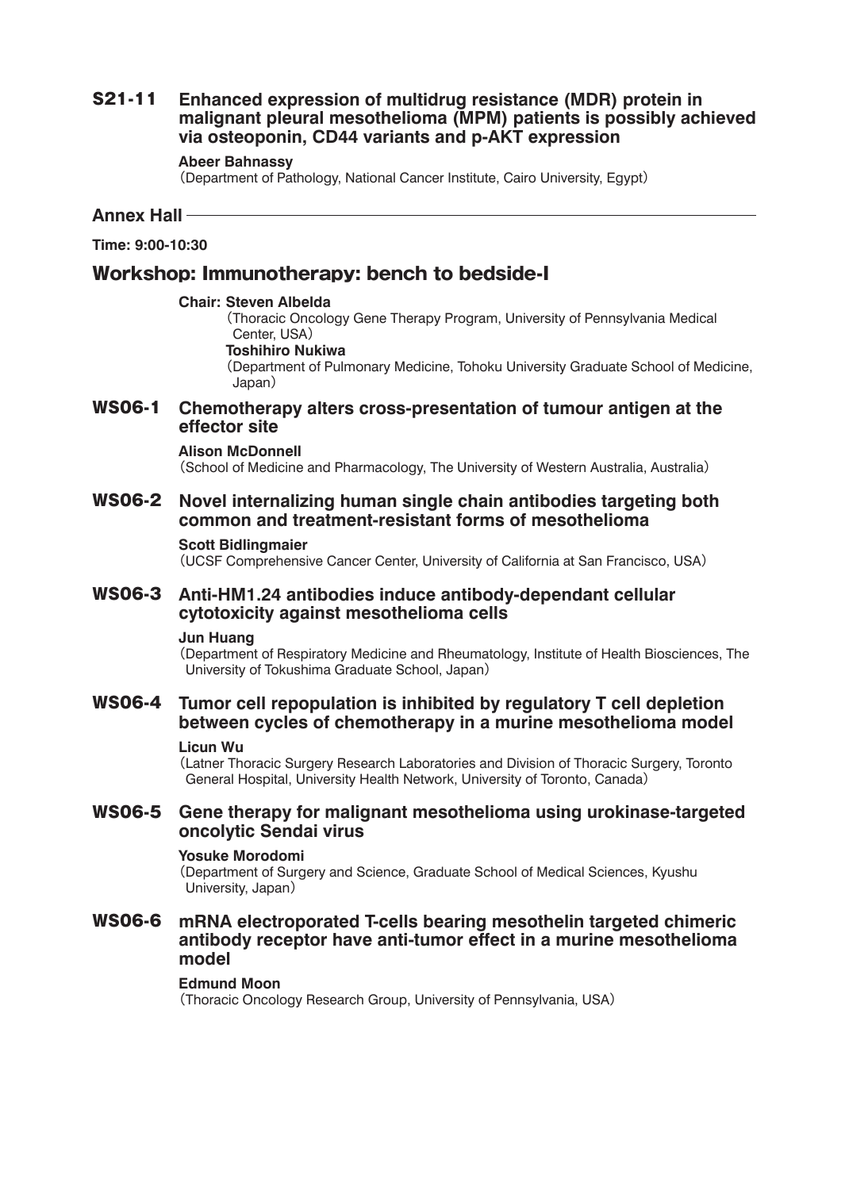### S21-11 Enhanced expression of multidrug resistance (MDR) protein in malignant pleural mesothelioma (MPM) patients is possibly achieved via osteoponin, CD44 variants and p-AKT expression

**Abeer Bahnassy**
(Department of Pathology, National Cancer Institute, Cairo University, Egypt)

## Annex Hall

**Time: 9:00-10:30**

## Workshop: Immunotherapy: bench to bedside-I

**Chair: Steven Albelda**
(Thoracic Oncology Gene Therapy Program, University of Pennsylvania Medical Center, USA)
**Toshihiro Nukiwa**
(Department of Pulmonary Medicine, Tohoku University Graduate School of Medicine, Japan)

### WS06-1 Chemotherapy alters cross-presentation of tumour antigen at the effector site

**Alison McDonnell**
(School of Medicine and Pharmacology, The University of Western Australia, Australia)

### WS06-2 Novel internalizing human single chain antibodies targeting both common and treatment-resistant forms of mesothelioma

**Scott Bidlingmaier**
(UCSF Comprehensive Cancer Center, University of California at San Francisco, USA)

### WS06-3 Anti-HM1.24 antibodies induce antibody-dependant cellular cytotoxicity against mesothelioma cells

**Jun Huang**
(Department of Respiratory Medicine and Rheumatology, Institute of Health Biosciences, The University of Tokushima Graduate School, Japan)

### WS06-4 Tumor cell repopulation is inhibited by regulatory T cell depletion between cycles of chemotherapy in a murine mesothelioma model

**Licun Wu**
(Latner Thoracic Surgery Research Laboratories and Division of Thoracic Surgery, Toronto General Hospital, University Health Network, University of Toronto, Canada)

### WS06-5 Gene therapy for malignant mesothelioma using urokinase-targeted oncolytic Sendai virus

**Yosuke Morodomi**
(Department of Surgery and Science, Graduate School of Medical Sciences, Kyushu University, Japan)

### WS06-6 mRNA electroporated T-cells bearing mesothelin targeted chimeric antibody receptor have anti-tumor effect in a murine mesothelioma model

**Edmund Moon**
(Thoracic Oncology Research Group, University of Pennsylvania, USA)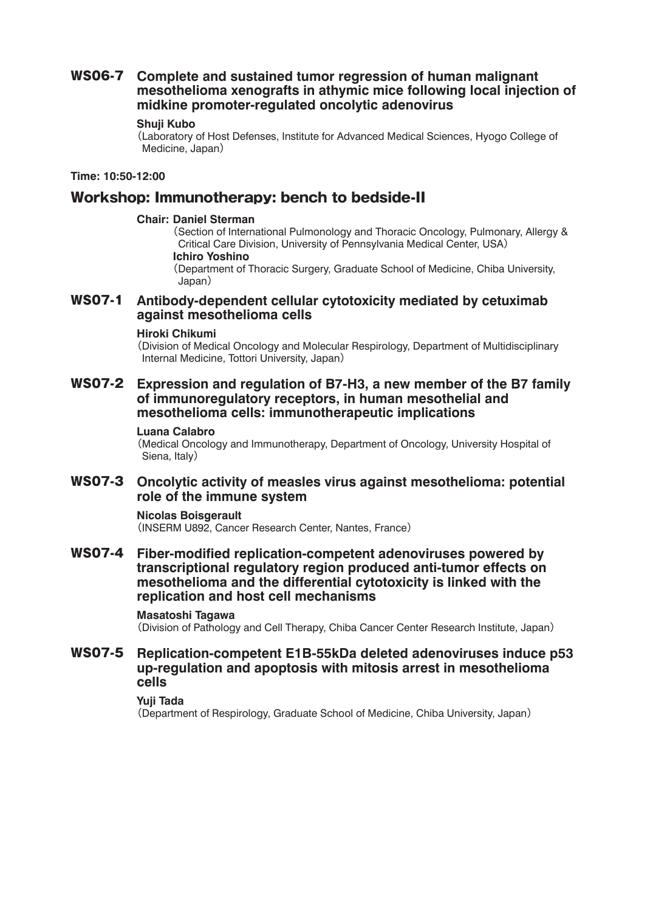### WS06-7 Complete and sustained tumor regression of human malignant mesothelioma xenografts in athymic mice following local injection of midkine promoter-regulated oncolytic adenovirus

**Shuji Kubo**
（Laboratory of Host Defenses, Institute for Advanced Medical Sciences, Hyogo College of Medicine, Japan）

**Time: 10:50-12:00**

## Workshop: Immunotherapy: bench to bedside-II

**Chair: Daniel Sterman**
（Section of International Pulmonology and Thoracic Oncology, Pulmonary, Allergy & Critical Care Division, University of Pennsylvania Medical Center, USA）
**Ichiro Yoshino**
（Department of Thoracic Surgery, Graduate School of Medicine, Chiba University, Japan）

### WS07-1 Antibody-dependent cellular cytotoxicity mediated by cetuximab against mesothelioma cells

**Hiroki Chikumi**
（Division of Medical Oncology and Molecular Respirology, Department of Multidisciplinary Internal Medicine, Tottori University, Japan）

### WS07-2 Expression and regulation of B7-H3, a new member of the B7 family of immunoregulatory receptors, in human mesothelial and mesothelioma cells: immunotherapeutic implications

**Luana Calabro**
（Medical Oncology and Immunotherapy, Department of Oncology, University Hospital of Siena, Italy）

### WS07-3 Oncolytic activity of measles virus against mesothelioma: potential role of the immune system

**Nicolas Boisgerault**
（INSERM U892, Cancer Research Center, Nantes, France）

### WS07-4 Fiber-modified replication-competent adenoviruses powered by transcriptional regulatory region produced anti-tumor effects on mesothelioma and the differential cytotoxicity is linked with the replication and host cell mechanisms

**Masatoshi Tagawa**
（Division of Pathology and Cell Therapy, Chiba Cancer Center Research Institute, Japan）

### WS07-5 Replication-competent E1B-55kDa deleted adenoviruses induce p53 up-regulation and apoptosis with mitosis arrest in mesothelioma cells

**Yuji Tada**
（Department of Respirology, Graduate School of Medicine, Chiba University, Japan）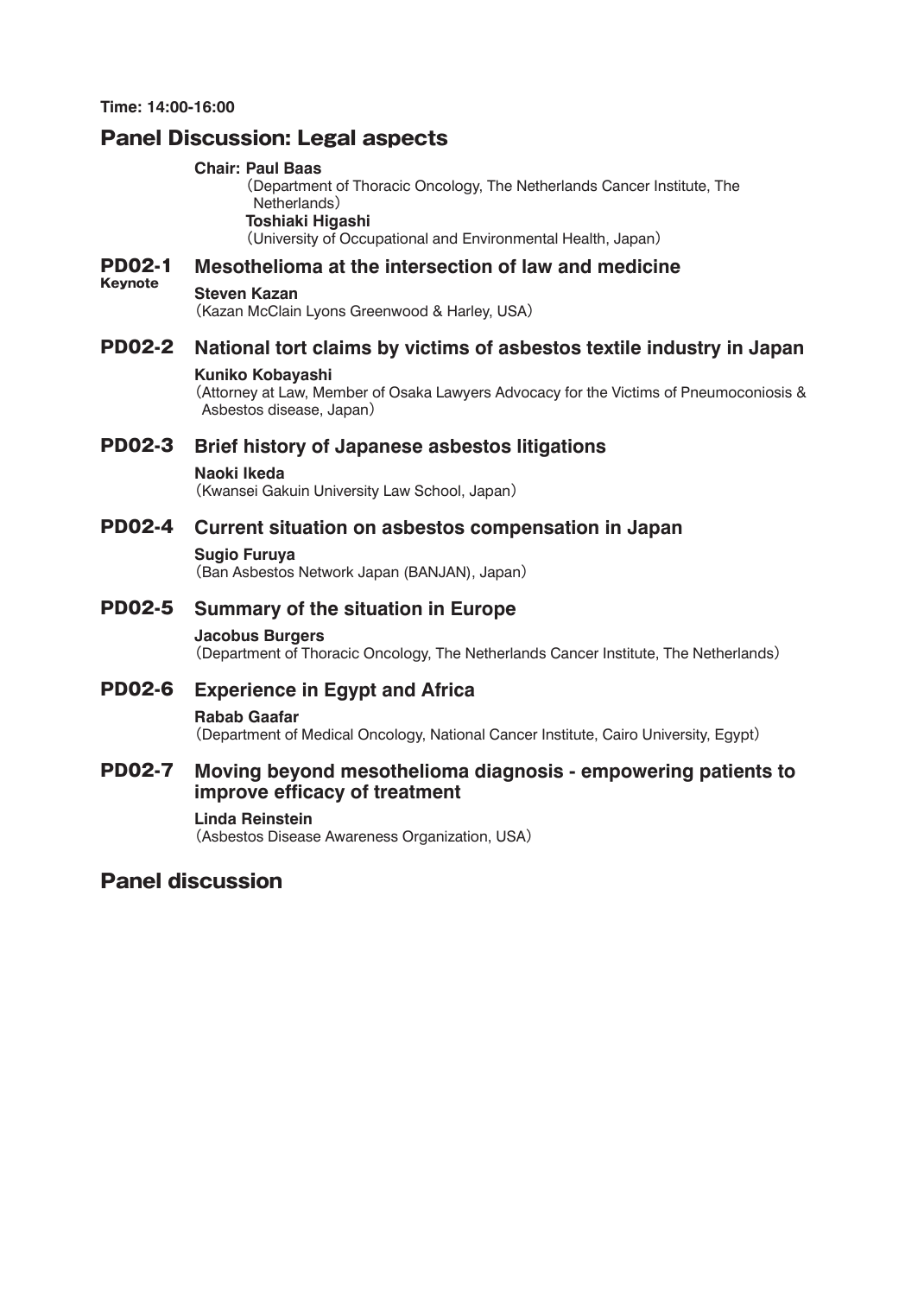**Time: 14:00-16:00**

## Panel Discussion: Legal aspects

**Chair: Paul Baas**
（Department of Thoracic Oncology, The Netherlands Cancer Institute, The Netherlands）
**Toshiaki Higashi**
（University of Occupational and Environmental Health, Japan）

### PD02-1 Keynote Mesothelioma at the intersection of law and medicine

**Steven Kazan**
（Kazan McClain Lyons Greenwood & Harley, USA）

### PD02-2 National tort claims by victims of asbestos textile industry in Japan

**Kuniko Kobayashi**
（Attorney at Law, Member of Osaka Lawyers Advocacy for the Victims of Pneumoconiosis & Asbestos disease, Japan）

### PD02-3 Brief history of Japanese asbestos litigations

**Naoki Ikeda**
（Kwansei Gakuin University Law School, Japan）

### PD02-4 Current situation on asbestos compensation in Japan

**Sugio Furuya**
（Ban Asbestos Network Japan (BANJAN), Japan）

### PD02-5 Summary of the situation in Europe

**Jacobus Burgers**
（Department of Thoracic Oncology, The Netherlands Cancer Institute, The Netherlands）

### PD02-6 Experience in Egypt and Africa

**Rabab Gaafar**
（Department of Medical Oncology, National Cancer Institute, Cairo University, Egypt）

### PD02-7 Moving beyond mesothelioma diagnosis - empowering patients to improve efficacy of treatment

**Linda Reinstein**
（Asbestos Disease Awareness Organization, USA）

## Panel discussion